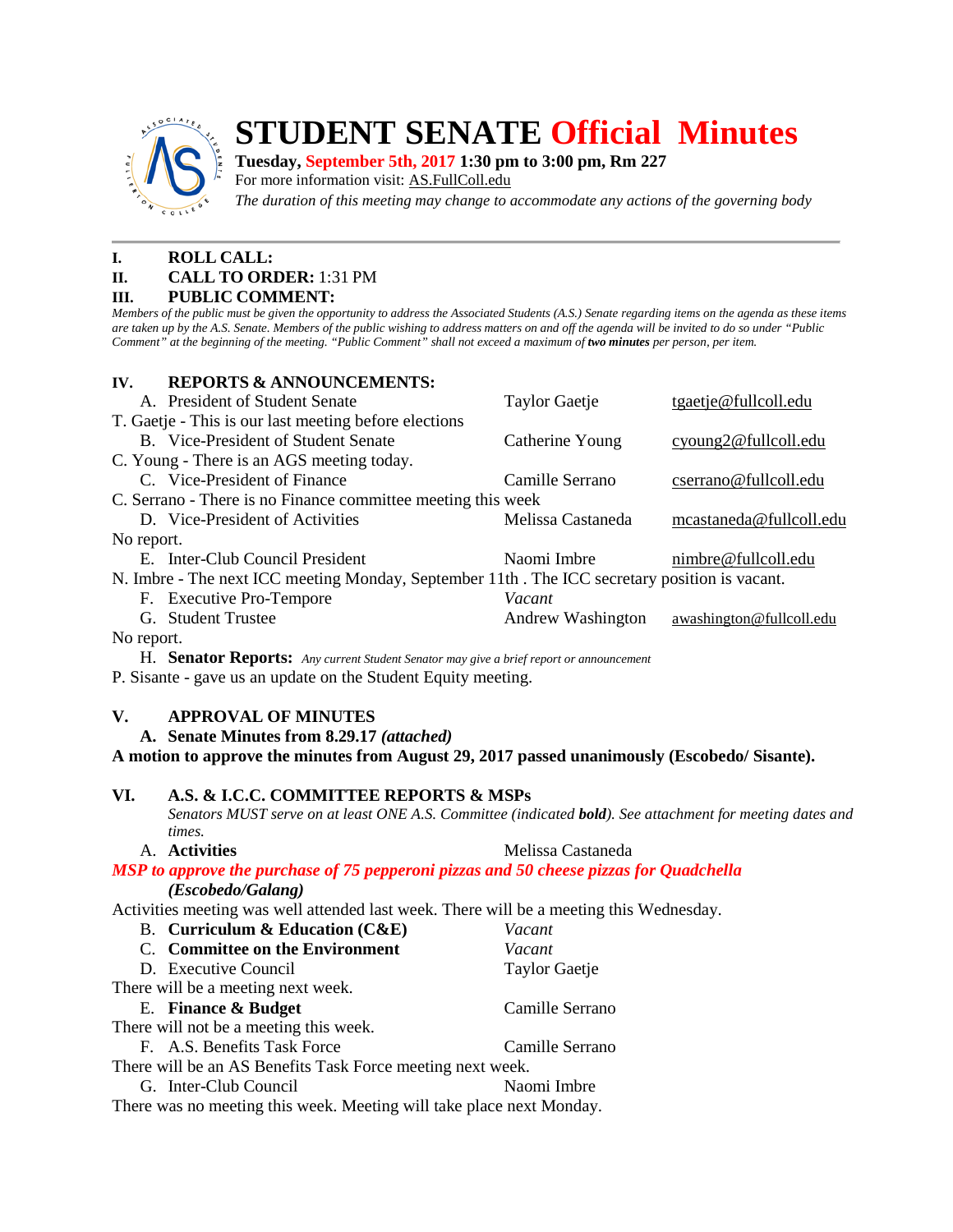# STUDENT SENATE Official Minutes

**Tuesday, September 5th, 2017 1:30 pm to 3:00 pm, Rm 227**

For more information visit: AS.FullColl.edu

*The duration of this meeting may change to accommodate any actions of the governing body*

---

**I. ROLL CALL:**

**II. CALL TO ORDER:** 1:31 PM

**III. PUBLIC COMMENT:**

*Members of the public must be given the opportunity to address the Associated Students (A.S.) Senate regarding items on the agenda as these items are taken up by the A.S. Senate. Members of the public wishing to address matters on and off the agenda will be invited to do so under "Public Comment" at the beginning of the meeting. "Public Comment" shall not exceed a maximum of **two minutes** per person, per item.*

**IV. REPORTS & ANNOUNCEMENTS:**

A. President of Student Senate — Taylor Gaetje — tgaetje@fullcoll.edu

T. Gaetje - This is our last meeting before elections

B. Vice-President of Student Senate — Catherine Young — cyoung2@fullcoll.edu

C. Young - There is an AGS meeting today.

C. Vice-President of Finance — Camille Serrano — cserrano@fullcoll.edu

C. Serrano - There is no Finance committee meeting this week

D. Vice-President of Activities — Melissa Castaneda — mcastaneda@fullcoll.edu

No report.

E. Inter-Club Council President — Naomi Imbre — nimbre@fullcoll.edu

N. Imbre - The next ICC meeting Monday, September 11th . The ICC secretary position is vacant.

F. Executive Pro-Tempore — *Vacant*

G. Student Trustee — Andrew Washington — awashington@fullcoll.edu

No report.

H. **Senator Reports:** *Any current Student Senator may give a brief report or announcement*

P. Sisante - gave us an update on the Student Equity meeting.

**V. APPROVAL OF MINUTES**

**A. Senate Minutes from 8.29.17 *(attached)***

**A motion to approve the minutes from August 29, 2017 passed unanimously (Escobedo/ Sisante).**

**VI. A.S. & I.C.C. COMMITTEE REPORTS & MSPs**

*Senators MUST serve on at least ONE A.S. Committee (indicated **bold**). See attachment for meeting dates and times.*

A. **Activities** — Melissa Castaneda

***MSP to approve the purchase of 75 pepperoni pizzas and 50 cheese pizzas for Quadchella (Escobedo/Galang)***

Activities meeting was well attended last week. There will be a meeting this Wednesday.

B. **Curriculum & Education (C&E)** — *Vacant*

C. **Committee on the Environment** — *Vacant*

D. Executive Council — Taylor Gaetje

There will be a meeting next week.

E. **Finance & Budget** — Camille Serrano

There will not be a meeting this week.

F. A.S. Benefits Task Force — Camille Serrano

There will be an AS Benefits Task Force meeting next week.

G. Inter-Club Council — Naomi Imbre

There was no meeting this week. Meeting will take place next Monday.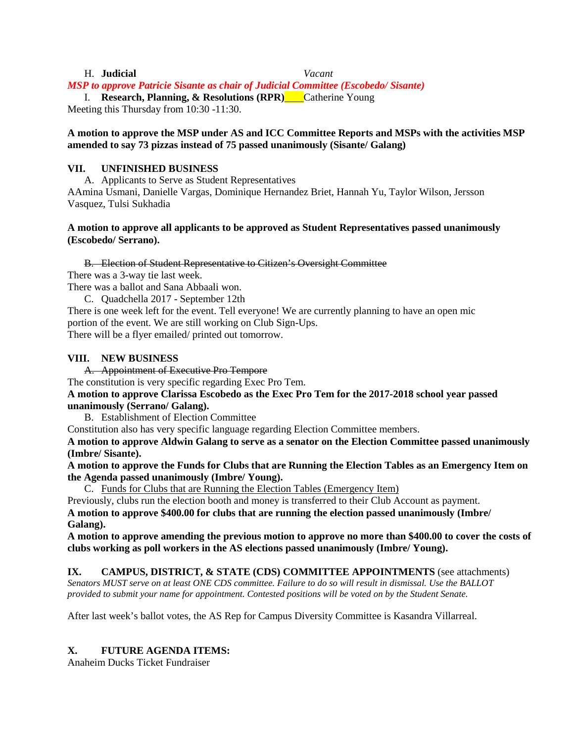H. **Judicial** *Vacant*

***MSP to approve Patricie Sisante as chair of Judicial Committee (Escobedo/ Sisante)***

I. **Research, Planning, & Resolutions (RPR)** ____ Catherine Young

Meeting this Thursday from 10:30 -11:30.

**A motion to approve the MSP under AS and ICC Committee Reports and MSPs with the activities MSP amended to say 73 pizzas instead of 75 passed unanimously (Sisante/ Galang)**

## VII. UNFINISHED BUSINESS

A. Applicants to Serve as Student Representatives

AAmina Usmani, Danielle Vargas, Dominique Hernandez Briet, Hannah Yu, Taylor Wilson, Jersson Vasquez, Tulsi Sukhadia

**A motion to approve all applicants to be approved as Student Representatives passed unanimously (Escobedo/ Serrano).**

~~B. Election of Student Representative to Citizen's Oversight Committee~~

There was a 3-way tie last week.

There was a ballot and Sana Abbaali won.

C. Quadchella 2017 - September 12th

There is one week left for the event. Tell everyone! We are currently planning to have an open mic portion of the event. We are still working on Club Sign-Ups.

There will be a flyer emailed/ printed out tomorrow.

## VIII. NEW BUSINESS

~~A. Appointment of Executive Pro Tempore~~

The constitution is very specific regarding Exec Pro Tem.

**A motion to approve Clarissa Escobedo as the Exec Pro Tem for the 2017-2018 school year passed unanimously (Serrano/ Galang).**

B. Establishment of Election Committee

Constitution also has very specific language regarding Election Committee members.

**A motion to approve Aldwin Galang to serve as a senator on the Election Committee passed unanimously (Imbre/ Sisante).**

**A motion to approve the Funds for Clubs that are Running the Election Tables as an Emergency Item on the Agenda passed unanimously (Imbre/ Young).**

C. Funds for Clubs that are Running the Election Tables (Emergency Item)

Previously, clubs run the election booth and money is transferred to their Club Account as payment.

**A motion to approve $400.00 for clubs that are running the election passed unanimously (Imbre/ Galang).**

**A motion to approve amending the previous motion to approve no more than $400.00 to cover the costs of clubs working as poll workers in the AS elections passed unanimously (Imbre/ Young).**

## IX. CAMPUS, DISTRICT, & STATE (CDS) COMMITTEE APPOINTMENTS (see attachments)

*Senators MUST serve on at least ONE CDS committee. Failure to do so will result in dismissal. Use the BALLOT provided to submit your name for appointment. Contested positions will be voted on by the Student Senate.*

After last week's ballot votes, the AS Rep for Campus Diversity Committee is Kasandra Villarreal.

## X. FUTURE AGENDA ITEMS:

Anaheim Ducks Ticket Fundraiser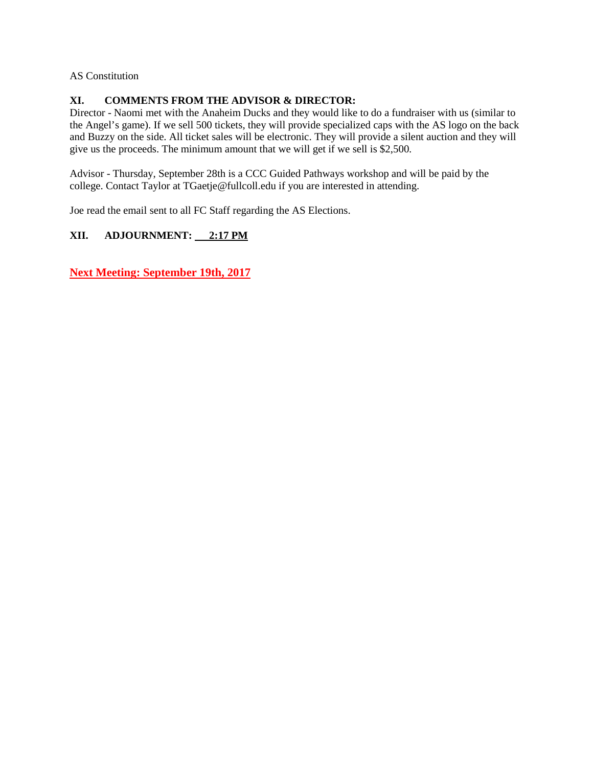AS Constitution

## XI. COMMENTS FROM THE ADVISOR & DIRECTOR:

Director - Naomi met with the Anaheim Ducks and they would like to do a fundraiser with us (similar to the Angel's game). If we sell 500 tickets, they will provide specialized caps with the AS logo on the back and Buzzy on the side. All ticket sales will be electronic. They will provide a silent auction and they will give us the proceeds. The minimum amount that we will get if we sell is $2,500.

Advisor - Thursday, September 28th is a CCC Guided Pathways workshop and will be paid by the college. Contact Taylor at TGaetje@fullcoll.edu if you are interested in attending.

Joe read the email sent to all FC Staff regarding the AS Elections.

## XII. ADJOURNMENT: 2:17 PM

**Next Meeting: September 19th, 2017**